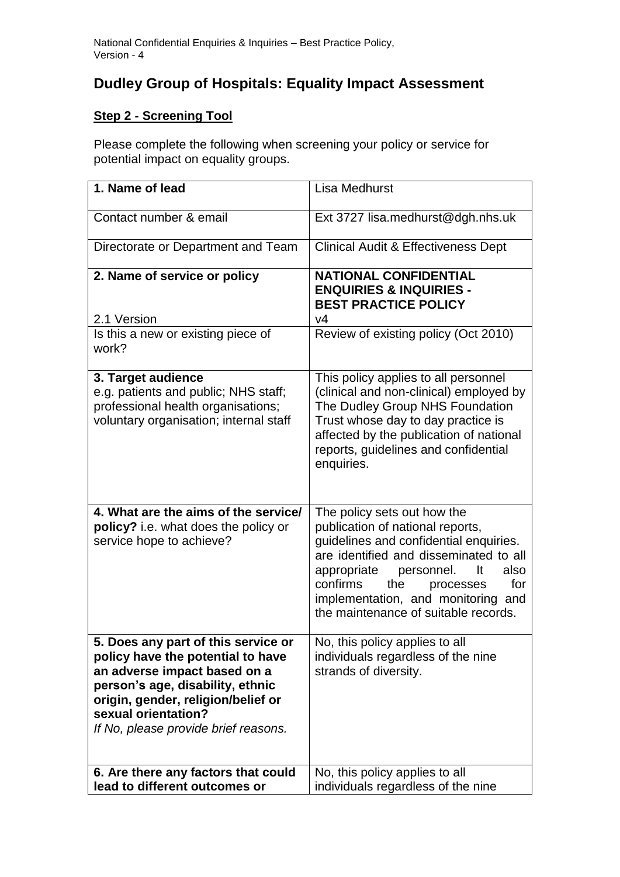# Dudley Group of Hospitals: Equality Impact Assessment

## Step 2 - Screening Tool

Please complete the following when screening your policy or service for potential impact on equality groups.

| **1. Name of lead** | Lisa Medhurst |
|---|---|
| Contact number & email | Ext 3727 lisa.medhurst@dgh.nhs.uk |
| Directorate or Department and Team | Clinical Audit & Effectiveness Dept |
| **2. Name of service or policy**<br><br>2.1 Version | **NATIONAL CONFIDENTIAL ENQUIRIES & INQUIRIES - BEST PRACTICE POLICY**<br>v4 |
| Is this a new or existing piece of work? | Review of existing policy (Oct 2010) |
| **3. Target audience**<br>e.g. patients and public; NHS staff; professional health organisations; voluntary organisation; internal staff | This policy applies to all personnel (clinical and non-clinical) employed by The Dudley Group NHS Foundation Trust whose day to day practice is affected by the publication of national reports, guidelines and confidential enquiries. |
| **4. What are the aims of the service/ policy?** i.e. what does the policy or service hope to achieve? | The policy sets out how the publication of national reports, guidelines and confidential enquiries. are identified and disseminated to all appropriate personnel. It also confirms the processes for implementation, and monitoring and the maintenance of suitable records. |
| **5. Does any part of this service or policy have the potential to have an adverse impact based on a person's age, disability, ethnic origin, gender, religion/belief or sexual orientation?**<br>*If No, please provide brief reasons.* | No, this policy applies to all individuals regardless of the nine strands of diversity. |
| **6. Are there any factors that could lead to different outcomes or** | No, this policy applies to all individuals regardless of the nine |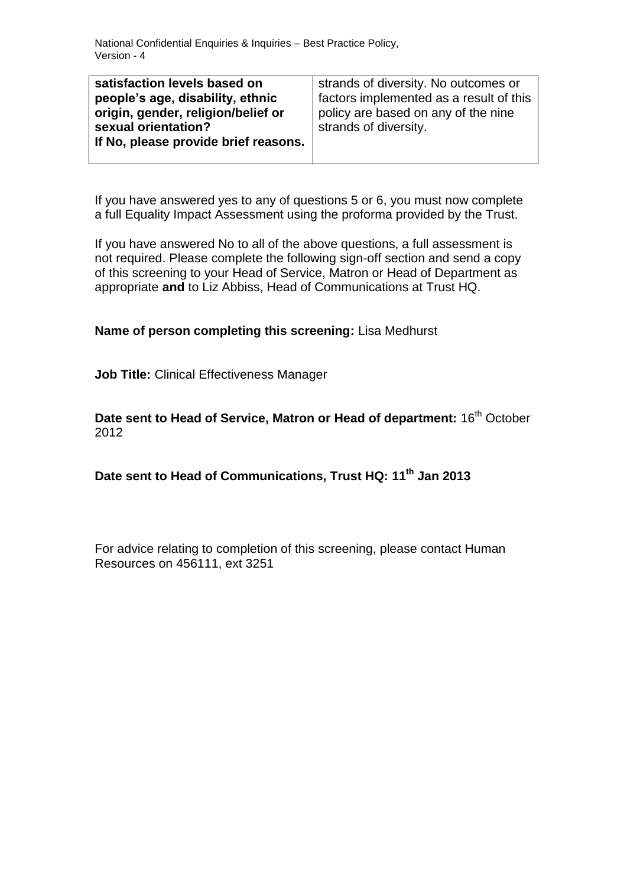| | |
|---|---|
| **satisfaction levels based on people's age, disability, ethnic origin, gender, religion/belief or sexual orientation? If No, please provide brief reasons.** | strands of diversity. No outcomes or factors implemented as a result of this policy are based on any of the nine strands of diversity. |

If you have answered yes to any of questions 5 or 6, you must now complete a full Equality Impact Assessment using the proforma provided by the Trust.

If you have answered No to all of the above questions, a full assessment is not required. Please complete the following sign-off section and send a copy of this screening to your Head of Service, Matron or Head of Department as appropriate **and** to Liz Abbiss, Head of Communications at Trust HQ.

**Name of person completing this screening:** Lisa Medhurst

**Job Title:** Clinical Effectiveness Manager

**Date sent to Head of Service, Matron or Head of department:** 16th October 2012

**Date sent to Head of Communications, Trust HQ: 11th Jan 2013**

For advice relating to completion of this screening, please contact Human Resources on 456111, ext 3251